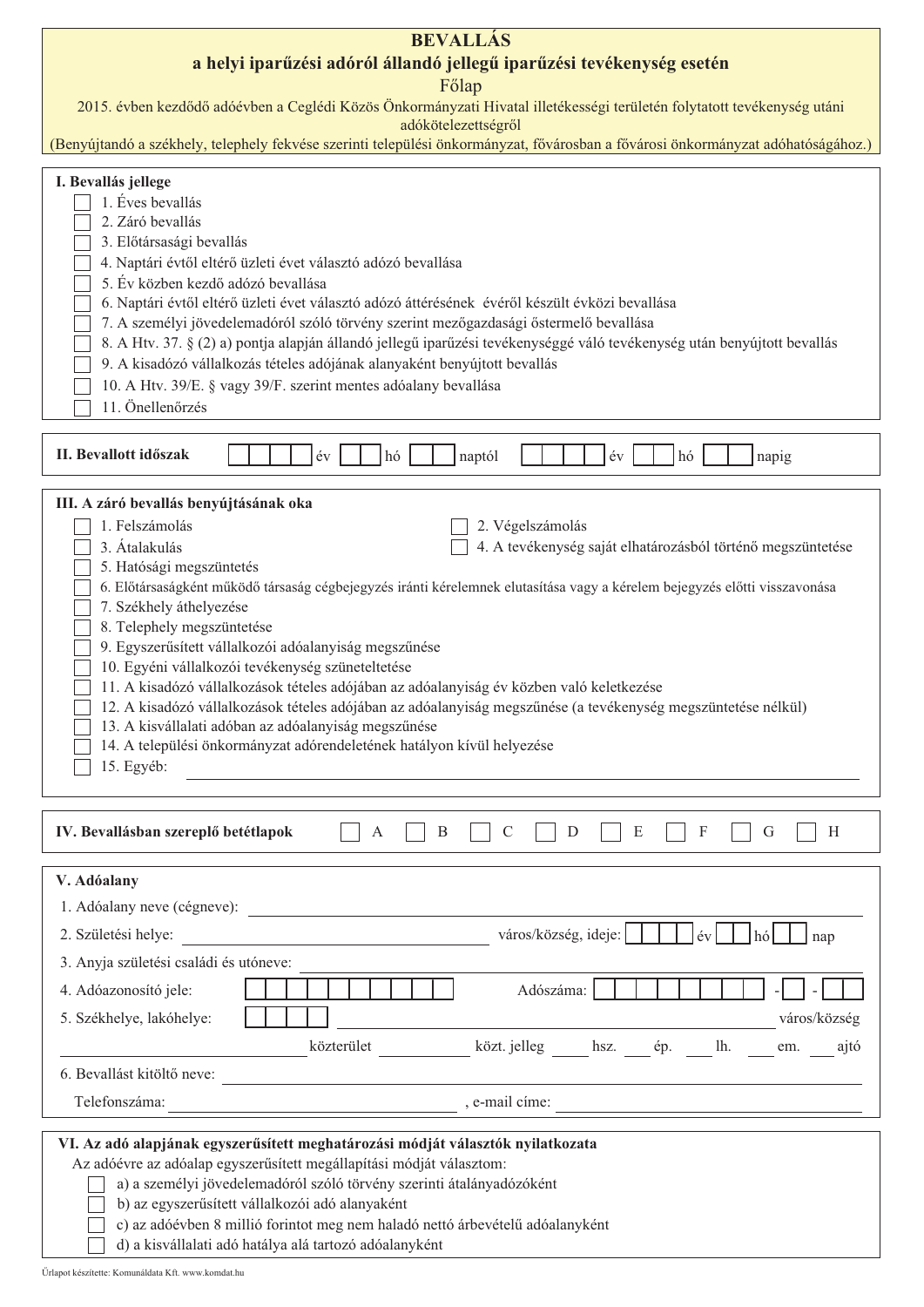# BEVALLÁS

## a helyi iparűzési adóról állandó jellegű iparűzési tevékenység esetén

Főlap

2015. évben kezdődő adóévben a Ceglédi Közös Önkormányzati Hivatal illetékességi területén folytatott tevékenység utáni adókötelezettségről

(Benyújtandó a székhely, telephely fekvése szerinti települési önkormányzat, fővárosban a fővárosi önkormányzat adóhatóságához.)

### I. Bevallás jellege

- ☐ 1. Éves bevallás
- ☐ 2. Záró bevallás
- ☐ 3. Előtársasági bevallás
- ☐ 4. Naptári évtől eltérő üzleti évet választó adózó bevallása
- ☐ 5. Év közben kezdő adózó bevallása
- ☐ 6. Naptári évtől eltérő üzleti évet választó adózó áttérésének évéről készült évközi bevallása
- ☐ 7. A személyi jövedelemadóról szóló törvény szerint mezőgazdasági őstermelő bevallása
- ☐ 8. A Htv. 37. § (2) a) pontja alapján állandó jellegű iparűzési tevékenységgé váló tevékenység után benyújtott bevallás
- ☐ 9. A kisadózó vállalkozás tételes adójának alanyaként benyújtott bevallás
- ☐ 10. A Htv. 39/E. § vagy 39/F. szerint mentes adóalany bevallása
- ☐ 11. Önellenőrzés

### II. Bevallott időszak

☐☐☐☐ év ☐☐ hó ☐☐ naptól ☐☐☐☐ év ☐☐ hó ☐☐ napig

### III. A záró bevallás benyújtásának oka

- ☐ 1. Felszámolás
- ☐ 2. Végelszámolás
- ☐ 3. Átalakulás
- ☐ 4. A tevékenység saját elhatározásból történő megszüntetése
- ☐ 5. Hatósági megszüntetés
- ☐ 6. Előtársaságként működő társaság cégbejegyzés iránti kérelemnek elutasítása vagy a kérelem bejegyzés előtti visszavonása
- ☐ 7. Székhely áthelyezése
- ☐ 8. Telephely megszüntetése
- ☐ 9. Egyszerűsített vállalkozói adóalanyiság megszűnése
- ☐ 10. Egyéni vállalkozói tevékenység szüneteltetése
- ☐ 11. A kisadózó vállalkozások tételes adójában az adóalanyiság év közben való keletkezése
- ☐ 12. A kisadózó vállalkozások tételes adójában az adóalanyiság megszűnése (a tevékenység megszüntetése nélkül)
- ☐ 13. A kisvállalati adóban az adóalanyiság megszűnése
- ☐ 14. A települési önkormányzat adórendeletének hatályon kívül helyezése
- ☐ 15. Egyéb: ______________________________

### IV. Bevallásban szereplő betétlapok

☐ A ☐ B ☐ C ☐ D ☐ E ☐ F ☐ G ☐ H

### V. Adóalany

1. Adóalany neve (cégneve): ______________________________
2. Születési helye: ______________________ város/község, ideje: ☐☐☐☐ év ☐☐ hó ☐☐ nap
3. Anyja születési családi és utóneve: ______________________________
4. Adóazonosító jele: ☐☐☐☐☐☐☐☐☐☐ Adószáma: ☐☐☐☐☐☐☐☐-☐-☐☐
5. Székhelye, lakóhelye: ☐☐☐☐ ______________________ város/község
   ______________________ közterület ______ közt. jelleg ______ hsz. ______ ép. ______ lh. ______ em. ______ ajtó
6. Bevallást kitöltő neve: ______________________________
   Telefonszáma: ______________________, e-mail címe: ______________________

### VI. Az adó alapjának egyszerűsített meghatározási módját választók nyilatkozata

Az adóévre az adóalap egyszerűsített megállapítási módját választom:

- ☐ a) a személyi jövedelemadóról szóló törvény szerinti átalányadózóként
- ☐ b) az egyszerűsített vállalkozói adó alanyaként
- ☐ c) az adóévben 8 millió forintot meg nem haladó nettó árbevételű adóalanyként
- ☐ d) a kisvállalati adó hatálya alá tartozó adóalanyként

Űrlapot készítette: Komunáldata Kft. www.komdat.hu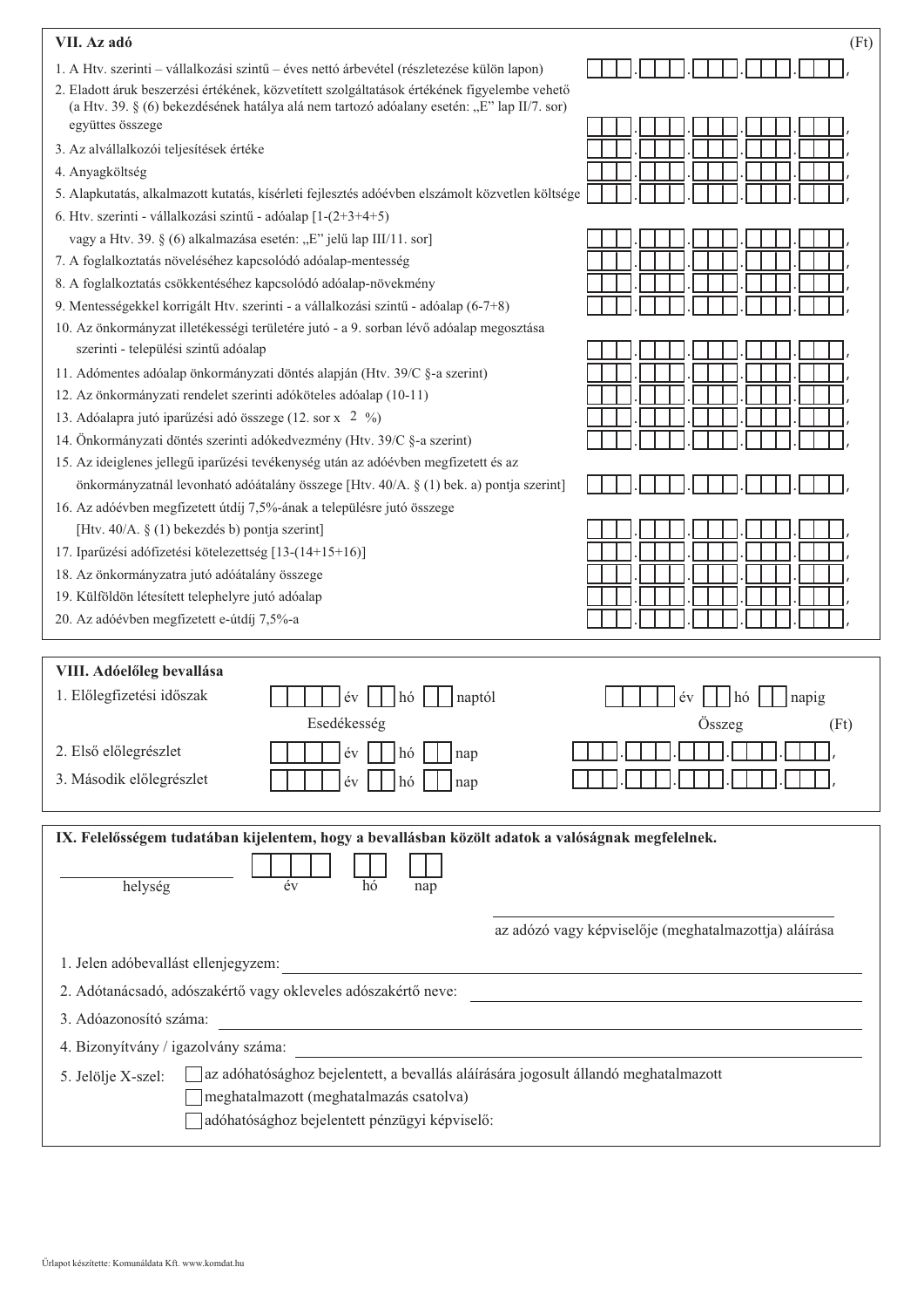## VII. Az adó

(Ft)

1. A Htv. szerinti – vállalkozási szintű – éves nettó árbevétel (részletezése külön lapon)
2. Eladott áruk beszerzési értékének, közvetített szolgáltatások értékének figyelembe vehető (a Htv. 39. § (6) bekezdésének hatálya alá nem tartozó adóalany esetén: „E" lap II/7. sor) együttes összege
3. Az alvállalkozói teljesítések értéke
4. Anyagköltség
5. Alapkutatás, alkalmazott kutatás, kísérleti fejlesztés adóévben elszámolt közvetlen költsége
6. Htv. szerinti - vállalkozási szintű - adóalap [1-(2+3+4+5) vagy a Htv. 39. § (6) alkalmazása esetén: „E" jelű lap III/11. sor]
7. A foglalkoztatás növeléséhez kapcsolódó adóalap-mentesség
8. A foglalkoztatás csökkentéséhez kapcsolódó adóalap-növekmény
9. Mentességekkel korrigált Htv. szerinti - a vállalkozási szintű - adóalap (6-7+8)
10. Az önkormányzat illetékességi területére jutó - a 9. sorban lévő adóalap megosztása szerinti - települési szintű adóalap
11. Adómentes adóalap önkormányzati döntés alapján (Htv. 39/C §-a szerint)
12. Az önkormányzati rendelet szerinti adóköteles adóalap (10-11)
13. Adóalapra jutó iparűzési adó összege (12. sor x 2 %)
14. Önkormányzati döntés szerinti adókedvezmény (Htv. 39/C §-a szerint)
15. Az ideiglenes jellegű iparűzési tevékenység után az adóévben megfizetett és az önkormányzatnál levonható adóátalány összege [Htv. 40/A. § (1) bek. a) pontja szerint]
16. Az adóévben megfizetett útdíj 7,5%-ának a településre jutó összege [Htv. 40/A. § (1) bekezdés b) pontja szerint]
17. Iparűzési adófizetési kötelezettség [13-(14+15+16)]
18. Az önkormányzatra jutó adóátalány összege
19. Külföldön létesített telephelyre jutó adóalap
20. Az adóévben megfizetett e-útdíj 7,5%-a

## VIII. Adóelőleg bevallása

1. Előlegfizetési időszak: ____ év __ hó __ naptól ____ év __ hó __ napig

| | Esedékesség | Összeg (Ft) |
|---|---|---|
| 2. Első előlegrészlet | ____ év __ hó __ nap | |
| 3. Második előlegrészlet | ____ év __ hó __ nap | |

## IX. Felelősségem tudatában kijelentem, hogy a bevallásban közölt adatok a valóságnak megfelelnek.

________ helység ____ év __ hó __ nap

________________________
az adózó vagy képviselője (meghatalmazottja) aláírása

1. Jelen adóbevallást ellenjegyzem: ________
2. Adótanácsadó, adószakértő vagy okleveles adószakértő neve: ________
3. Adóazonosító száma: ________
4. Bizonyítvány / igazolvány száma: ________
5. Jelölje X-szel:
   - ☐ az adóhatósághoz bejelentett, a bevallás aláírására jogosult állandó meghatalmazott
   - ☐ meghatalmazott (meghatalmazás csatolva)
   - ☐ adóhatósághoz bejelentett pénzügyi képviselő:

Űrlapot készítette: Komunáldata Kft. www.komdat.hu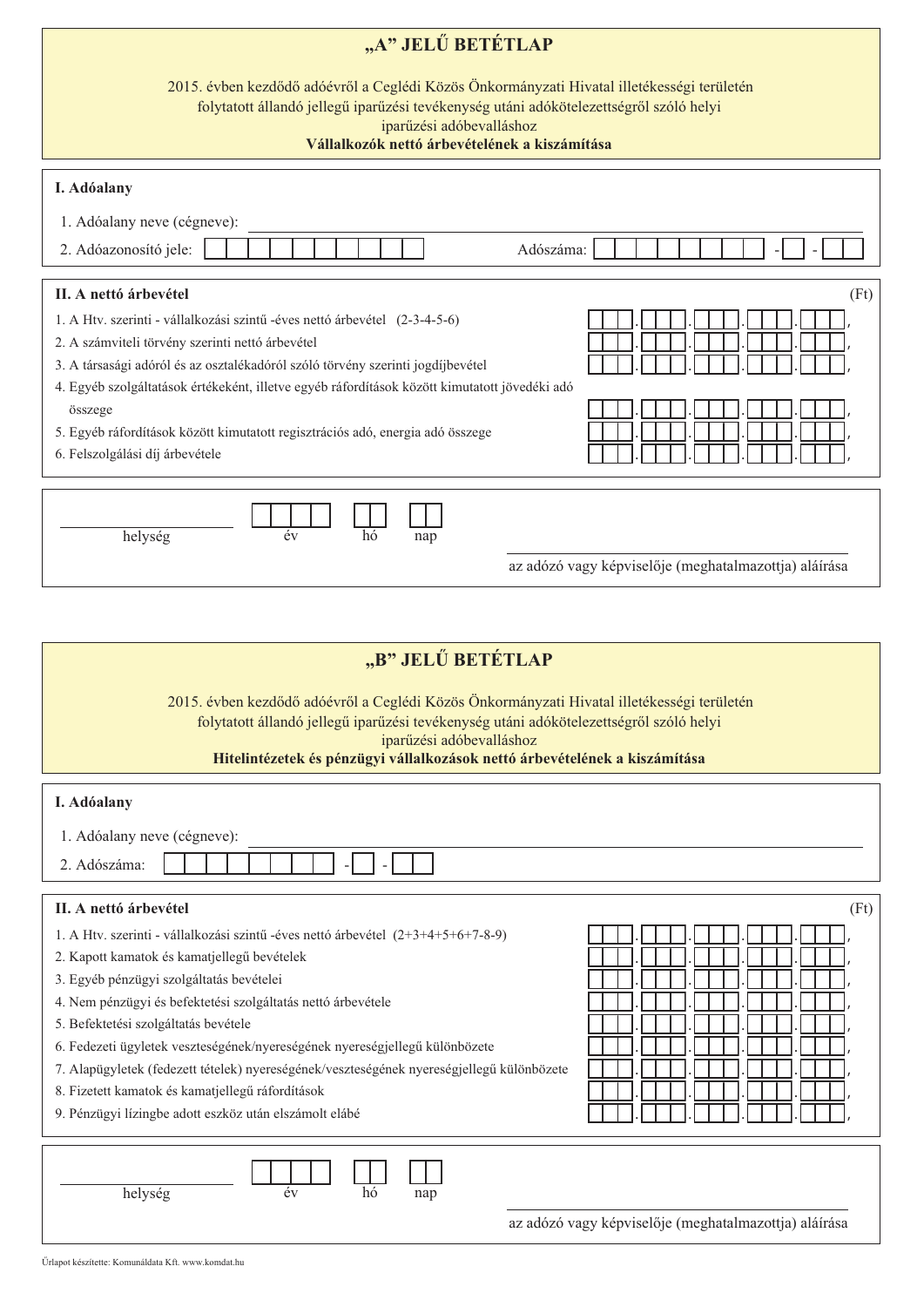# „A" JELŰ BETÉTLAP

2015. évben kezdődő adóévről a Ceglédi Közös Önkormányzati Hivatal illetékességi területén folytatott állandó jellegű iparűzési tevékenység utáni adókötelezettségről szóló helyi iparűzési adóbevalláshoz

**Vállalkozók nettó árbevételének a kiszámítása**

## I. Adóalany

1. Adóalany neve (cégneve): ______________________

2. Adóazonosító jele: ☐☐☐☐☐☐☐☐☐☐ Adószáma: ☐☐☐☐☐☐☐☐-☐-☐☐

## II. A nettó árbevétel

| | (Ft) |
|---|---|
| 1. A Htv. szerinti - vállalkozási szintű -éves nettó árbevétel (2-3-4-5-6) | |
| 2. A számviteli törvény szerinti nettó árbevétel | |
| 3. A társasági adóról és az osztalékadóról szóló törvény szerinti jogdíjbevétel | |
| 4. Egyéb szolgáltatások értékeként, illetve egyéb ráfordítások között kimutatott jövedéki adó összege | |
| 5. Egyéb ráfordítások között kimutatott regisztrációs adó, energia adó összege | |
| 6. Felszolgálási díj árbevétele | |

______________ ☐☐☐☐ ☐☐ ☐☐
helység év hó nap

______________________
az adózó vagy képviselője (meghatalmazottja) aláírása

# „B" JELŰ BETÉTLAP

2015. évben kezdődő adóévről a Ceglédi Közös Önkormányzati Hivatal illetékességi területén folytatott állandó jellegű iparűzési tevékenység utáni adókötelezettségről szóló helyi iparűzési adóbevalláshoz

**Hitelintézetek és pénzügyi vállalkozások nettó árbevételének a kiszámítása**

## I. Adóalany

1. Adóalany neve (cégneve): ______________________

2. Adószáma: ☐☐☐☐☐☐☐☐-☐-☐☐

## II. A nettó árbevétel

| | (Ft) |
|---|---|
| 1. A Htv. szerinti - vállalkozási szintű -éves nettó árbevétel (2+3+4+5+6+7-8-9) | |
| 2. Kapott kamatok és kamatjellegű bevételek | |
| 3. Egyéb pénzügyi szolgáltatás bevételei | |
| 4. Nem pénzügyi és befektetési szolgáltatás nettó árbevétele | |
| 5. Befektetési szolgáltatás bevétele | |
| 6. Fedezeti ügyletek veszteségének/nyereségének nyereségjellegű különbözete | |
| 7. Alapügyletek (fedezett tételek) nyereségének/veszteségének nyereségjellegű különbözete | |
| 8. Fizetett kamatok és kamatjellegű ráfordítások | |
| 9. Pénzügyi lízingbe adott eszköz után elszámolt elábé | |

______________ ☐☐☐☐ ☐☐ ☐☐
helység év hó nap

______________________
az adózó vagy képviselője (meghatalmazottja) aláírása

Űrlapot készítette: Komunáldata Kft. www.komdat.hu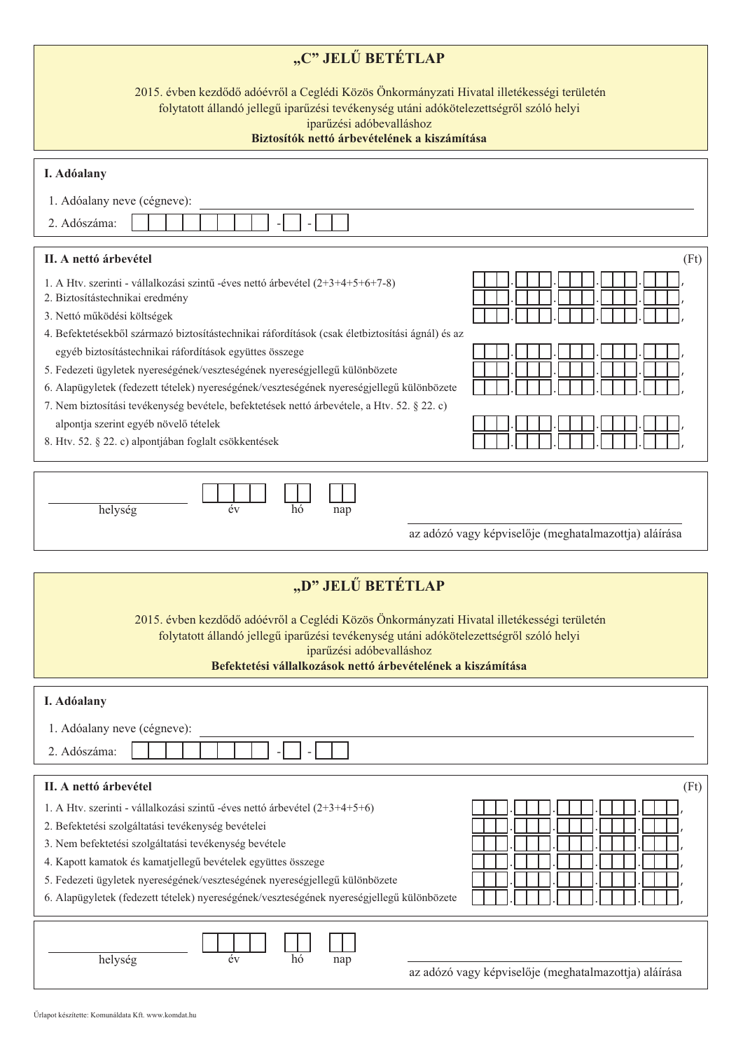# „C" JELŰ BETÉTLAP

2015. évben kezdődő adóévről a Ceglédi Közös Önkormányzati Hivatal illetékességi területén folytatott állandó jellegű iparűzési tevékenység utáni adókötelezettségről szóló helyi iparűzési adóbevalláshoz

**Biztosítók nettó árbevételének a kiszámítása**

## I. Adóalany

1. Adóalany neve (cégneve): ______________________________
2. Adószáma: ☐☐☐☐☐☐☐☐-☐-☐☐

## II. A nettó árbevétel

(Ft)

| | |
|---|---|
| 1. A Htv. szerinti - vállalkozási szintű -éves nettó árbevétel (2+3+4+5+6+7-8) | ☐☐☐.☐☐☐.☐☐☐.☐☐☐.☐☐☐, |
| 2. Biztosítástechnikai eredmény | ☐☐☐.☐☐☐.☐☐☐.☐☐☐.☐☐☐, |
| 3. Nettó működési költségek | ☐☐☐.☐☐☐.☐☐☐.☐☐☐.☐☐☐, |
| 4. Befektetésekből származó biztosítástechnikai ráfordítások (csak életbiztosítási ágnál) és az egyéb biztosítástechnikai ráfordítások együttes összege | ☐☐☐.☐☐☐.☐☐☐.☐☐☐.☐☐☐, |
| 5. Fedezeti ügyletek nyereségének/veszteségének nyereségjellegű különbözete | ☐☐☐.☐☐☐.☐☐☐.☐☐☐.☐☐☐, |
| 6. Alapügyletek (fedezett tételek) nyereségének/veszteségének nyereségjellegű különbözete | ☐☐☐.☐☐☐.☐☐☐.☐☐☐.☐☐☐, |
| 7. Nem biztosítási tevékenység bevétele, befektetések nettó árbevétele, a Htv. 52. § 22. c) alpontja szerint egyéb növelő tételek | ☐☐☐.☐☐☐.☐☐☐.☐☐☐.☐☐☐, |
| 8. Htv. 52. § 22. c) alpontjában foglalt csökkentések | ☐☐☐.☐☐☐.☐☐☐.☐☐☐.☐☐☐, |

______________________ ☐☐☐☐ ☐☐ ☐☐
helység év hó nap

______________________________
az adózó vagy képviselője (meghatalmazottja) aláírása

# „D" JELŰ BETÉTLAP

2015. évben kezdődő adóévről a Ceglédi Közös Önkormányzati Hivatal illetékességi területén folytatott állandó jellegű iparűzési tevékenység utáni adókötelezettségről szóló helyi iparűzési adóbevalláshoz

**Befektetési vállalkozások nettó árbevételének a kiszámítása**

## I. Adóalany

1. Adóalany neve (cégneve): ______________________________
2. Adószáma: ☐☐☐☐☐☐☐☐-☐-☐☐

## II. A nettó árbevétel

(Ft)

| | |
|---|---|
| 1. A Htv. szerinti - vállalkozási szintű -éves nettó árbevétel (2+3+4+5+6) | ☐☐☐.☐☐☐.☐☐☐.☐☐☐.☐☐☐, |
| 2. Befektetési szolgáltatási tevékenység bevételei | ☐☐☐.☐☐☐.☐☐☐.☐☐☐.☐☐☐, |
| 3. Nem befektetési szolgáltatási tevékenység bevétele | ☐☐☐.☐☐☐.☐☐☐.☐☐☐.☐☐☐, |
| 4. Kapott kamatok és kamatjellegű bevételek együttes összege | ☐☐☐.☐☐☐.☐☐☐.☐☐☐.☐☐☐, |
| 5. Fedezeti ügyletek nyereségének/veszteségének nyereségjellegű különbözete | ☐☐☐.☐☐☐.☐☐☐.☐☐☐.☐☐☐, |
| 6. Alapügyletek (fedezett tételek) nyereségének/veszteségének nyereségjellegű különbözete | ☐☐☐.☐☐☐.☐☐☐.☐☐☐.☐☐☐, |

______________________ ☐☐☐☐ ☐☐ ☐☐
helység év hó nap

______________________________
az adózó vagy képviselője (meghatalmazottja) aláírása

Űrlapot készítette: Komunáldata Kft. www.komdat.hu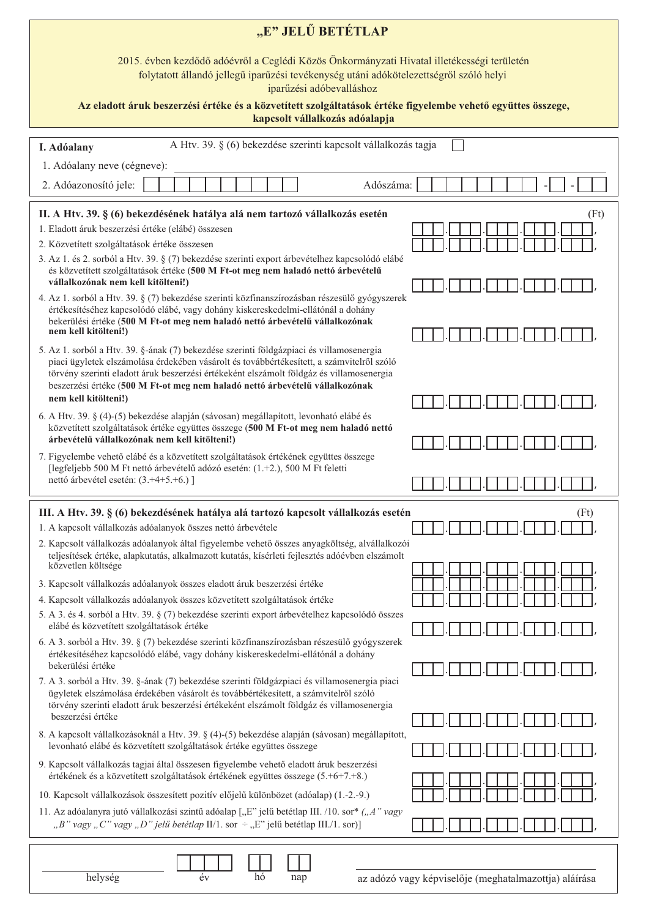# „E" JELŰ BETÉTLAP

2015. évben kezdődő adóévről a Ceglédi Közös Önkormányzati Hivatal illetékességi területén folytatott állandó jellegű iparűzési tevékenység utáni adókötelezettségről szóló helyi iparűzési adóbevalláshoz

**Az eladott áruk beszerzési értéke és a közvetített szolgáltatások értéke figyelembe vehető együttes összege, kapcsolt vállalkozás adóalapja**

## I. Adóalany

A Htv. 39. § (6) bekezdése szerinti kapcsolt vállalkozás tagja ☐

1. Adóalany neve (cégneve): ____________________

2. Adóazonosító jele: ☐☐☐☐☐☐☐☐☐☐ Adószáma: ☐☐☐☐☐☐☐☐-☐-☐☐

## II. A Htv. 39. § (6) bekezdésének hatálya alá nem tartozó vállalkozás esetén

(Ft)

| | |
|---|---|
| 1. Eladott áruk beszerzési értéke (elábé) összesen | ☐☐☐.☐☐☐.☐☐☐.☐☐☐.☐☐☐, |
| 2. Közvetített szolgáltatások értéke összesen | ☐☐☐.☐☐☐.☐☐☐.☐☐☐.☐☐☐, |
| 3. Az 1. és 2. sorból a Htv. 39. § (7) bekezdése szerinti export árbevételhez kapcsolódó elábé és közvetített szolgáltatások értéke (**500 M Ft-ot meg nem haladó nettó árbevételű vállalkozónak nem kell kitölteni!**) | ☐☐☐.☐☐☐.☐☐☐.☐☐☐.☐☐☐, |
| 4. Az 1. sorból a Htv. 39. § (7) bekezdése szerinti közfinanszírozásban részesülő gyógyszerek értékesítéséhez kapcsolódó elábé, vagy dohány kiskereskedelmi-ellátónál a dohány bekerülési értéke (**500 M Ft-ot meg nem haladó nettó árbevételű vállalkozónak nem kell kitölteni!**) | ☐☐☐.☐☐☐.☐☐☐.☐☐☐.☐☐☐, |
| 5. Az 1. sorból a Htv. 39. §-ának (7) bekezdése szerinti földgázpiaci és villamosenergia piaci ügyletek elszámolása érdekében vásárolt és továbbértékesített, a számvitelről szóló törvény szerinti eladott áruk beszerzési értékeként elszámolt földgáz és villamosenergia beszerzési értéke (**500 M Ft-ot meg nem haladó nettó árbevételű vállalkozónak nem kell kitölteni!**) | ☐☐☐.☐☐☐.☐☐☐.☐☐☐.☐☐☐, |
| 6. A Htv. 39. § (4)-(5) bekezdése alapján (sávosan) megállapított, levonható elábé és közvetített szolgáltatások értéke együttes összege (**500 M Ft-ot meg nem haladó nettó árbevételű vállalkozónak nem kell kitölteni!**) | ☐☐☐.☐☐☐.☐☐☐.☐☐☐.☐☐☐, |
| 7. Figyelembe vehető elábé és a közvetített szolgáltatások értékének együttes összege [legfeljebb 500 M Ft nettó árbevételű adózó esetén: (1.+2.), 500 M Ft feletti nettó árbevétel esetén: (3.+4+5.+6.) ] | ☐☐☐.☐☐☐.☐☐☐.☐☐☐.☐☐☐, |

## III. A Htv. 39. § (6) bekezdésének hatálya alá tartozó kapcsolt vállalkozás esetén

(Ft)

| | |
|---|---|
| 1. A kapcsolt vállalkozás adóalanyok összes nettó árbevétele | ☐☐☐.☐☐☐.☐☐☐.☐☐☐.☐☐☐, |
| 2. Kapcsolt vállalkozás adóalanyok által figyelembe vehető összes anyagköltség, alvállalkozói teljesítések értéke, alapkutatás, alkalmazott kutatás, kísérleti fejlesztés adóévben elszámolt közvetlen költsége | ☐☐☐.☐☐☐.☐☐☐.☐☐☐.☐☐☐, |
| 3. Kapcsolt vállalkozás adóalanyok összes eladott áruk beszerzési értéke | ☐☐☐.☐☐☐.☐☐☐.☐☐☐.☐☐☐, |
| 4. Kapcsolt vállalkozás adóalanyok összes közvetített szolgáltatások értéke | ☐☐☐.☐☐☐.☐☐☐.☐☐☐.☐☐☐, |
| 5. A 3. és 4. sorból a Htv. 39. § (7) bekezdése szerinti export árbevételhez kapcsolódó összes elábé és közvetített szolgáltatások értéke | ☐☐☐.☐☐☐.☐☐☐.☐☐☐.☐☐☐, |
| 6. A 3. sorból a Htv. 39. § (7) bekezdése szerinti közfinanszírozásban részesülő gyógyszerek értékesítéséhez kapcsolódó elábé, vagy dohány kiskereskedelmi-ellátónál a dohány bekerülési értéke | ☐☐☐.☐☐☐.☐☐☐.☐☐☐.☐☐☐, |
| 7. A 3. sorból a Htv. 39. §-ának (7) bekezdése szerinti földgázpiaci és villamosenergia piaci ügyletek elszámolása érdekében vásárolt és továbbértékesített, a számvitelről szóló törvény szerinti eladott áruk beszerzési értékeként elszámolt földgáz és villamosenergia beszerzési értéke | ☐☐☐.☐☐☐.☐☐☐.☐☐☐.☐☐☐, |
| 8. A kapcsolt vállalkozásoknál a Htv. 39. § (4)-(5) bekezdése alapján (sávosan) megállapított, levonható elábé és közvetített szolgáltatások értéke együttes összege | ☐☐☐.☐☐☐.☐☐☐.☐☐☐.☐☐☐, |
| 9. Kapcsolt vállalkozás tagjai által összesen figyelembe vehető eladott áruk beszerzési értékének és a közvetített szolgáltatások értékének együttes összege (5.+6+7.+8.) | ☐☐☐.☐☐☐.☐☐☐.☐☐☐.☐☐☐, |
| 10. Kapcsolt vállalkozások összesített pozitív előjelű különbözet (adóalap) (1.-2.-9.) | ☐☐☐.☐☐☐.☐☐☐.☐☐☐.☐☐☐, |
| 11. Az adóalanyra jutó vállalkozási szintű adóalap [„E" jelű betétlap III. /10. sor* *(„A" vagy „B" vagy „C" vagy „D" jelű betétlap* II/1. sor ÷ „E" jelű betétlap III./1. sor)] | ☐☐☐.☐☐☐.☐☐☐.☐☐☐.☐☐☐, |

____________________ ☐☐☐☐ ☐☐ ☐☐ ____________________

helység év hó nap az adózó vagy képviselője (meghatalmazottja) aláírása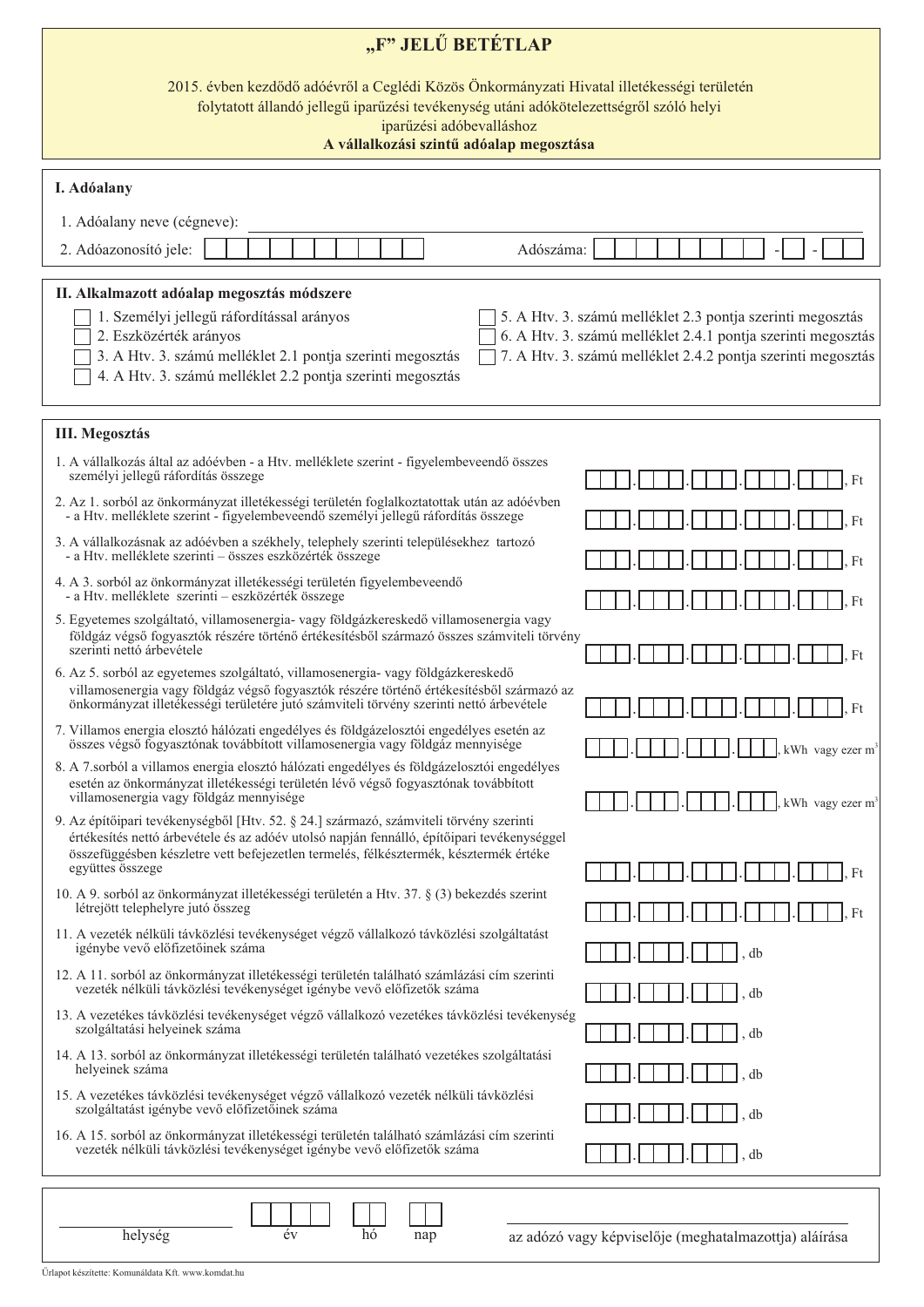# „F" JELŰ BETÉTLAP

2015. évben kezdődő adóévről a Ceglédi Közös Önkormányzati Hivatal illetékességi területén folytatott állandó jellegű iparűzési tevékenység utáni adókötelezettségről szóló helyi iparűzési adóbevalláshoz

**A vállalkozási szintű adóalap megosztása**

## I. Adóalany

1. Adóalany neve (cégneve): ____________________

2. Adóazonosító jele: ☐☐☐☐☐☐☐☐☐☐ Adószáma: ☐☐☐☐☐☐☐☐-☐-☐☐

## II. Alkalmazott adóalap megosztás módszere

- ☐ 1. Személyi jellegű ráfordítással arányos
- ☐ 2. Eszközérték arányos
- ☐ 3. A Htv. 3. számú melléklet 2.1 pontja szerinti megosztás
- ☐ 4. A Htv. 3. számú melléklet 2.2 pontja szerinti megosztás
- ☐ 5. A Htv. 3. számú melléklet 2.3 pontja szerinti megosztás
- ☐ 6. A Htv. 3. számú melléklet 2.4.1 pontja szerinti megosztás
- ☐ 7. A Htv. 3. számú melléklet 2.4.2 pontja szerinti megosztás

## III. Megosztás

| | |
|---|---|
| 1. A vállalkozás által az adóévben - a Htv. melléklete szerint - figyelembeveendő összes személyi jellegű ráfordítás összege | ☐☐☐.☐☐☐.☐☐☐.☐☐☐.☐☐☐, Ft |
| 2. Az 1. sorból az önkormányzat illetékességi területén foglalkoztatottak után az adóévben - a Htv. melléklete szerint - figyelembeveendő személyi jellegű ráfordítás összege | ☐☐☐.☐☐☐.☐☐☐.☐☐☐.☐☐☐, Ft |
| 3. A vállalkozásnak az adóévben a székhely, telephely szerinti településekhez tartozó - a Htv. melléklete szerinti – összes eszközérték összege | ☐☐☐.☐☐☐.☐☐☐.☐☐☐.☐☐☐, Ft |
| 4. A 3. sorból az önkormányzat illetékességi területén figyelembeveendő - a Htv. melléklete szerinti – eszközérték összege | ☐☐☐.☐☐☐.☐☐☐.☐☐☐.☐☐☐, Ft |
| 5. Egyetemes szolgáltató, villamosenergia- vagy földgázkereskedő villamosenergia vagy földgáz végső fogyasztók részére történő értékesítésből származó összes számviteli törvény szerinti nettó árbevétele | ☐☐☐.☐☐☐.☐☐☐.☐☐☐.☐☐☐, Ft |
| 6. Az 5. sorból az egyetemes szolgáltató, villamosenergia- vagy földgázkereskedő villamosenergia vagy földgáz végső fogyasztók részére történő értékesítésből származó az önkormányzat illetékességi területére jutó számviteli törvény szerinti nettó árbevétele | ☐☐☐.☐☐☐.☐☐☐.☐☐☐.☐☐☐, Ft |
| 7. Villamos energia elosztó hálózati engedélyes és földgázelosztói engedélyes esetén az összes végső fogyasztónak továbbított villamosenergia vagy földgáz mennyisége | ☐☐☐.☐☐☐.☐☐☐.☐☐☐, kWh vagy ezer $m^3$ |
| 8. A 7.sorból a villamos energia elosztó hálózati engedélyes és földgázelosztói engedélyes esetén az önkormányzat illetékességi területén lévő végső fogyasztónak továbbított villamosenergia vagy földgáz mennyisége | ☐☐☐.☐☐☐.☐☐☐.☐☐☐, kWh vagy ezer $m^3$ |
| 9. Az építőipari tevékenységből [Htv. 52. § 24.] származó, számviteli törvény szerinti értékesítés nettó árbevétele és az adóév utolsó napján fennálló, építőipari tevékenységgel összefüggésben készletre vett befejezetlen termelés, félkésztermék, késztermék értéke együttes összege | ☐☐☐.☐☐☐.☐☐☐.☐☐☐.☐☐☐, Ft |
| 10. A 9. sorból az önkormányzat illetékességi területén a Htv. 37. § (3) bekezdés szerint létrejött telephelyre jutó összeg | ☐☐☐.☐☐☐.☐☐☐.☐☐☐.☐☐☐, Ft |
| 11. A vezeték nélküli távközlési tevékenységet végző vállalkozó távközlési szolgáltatást igénybe vevő előfizetőinek száma | ☐☐☐.☐☐☐.☐☐☐, db |
| 12. A 11. sorból az önkormányzat illetékességi területén található számlázási cím szerinti vezeték nélküli távközlési tevékenységet igénybe vevő előfizetők száma | ☐☐☐.☐☐☐.☐☐☐, db |
| 13. A vezetékes távközlési tevékenységet végző vállalkozó vezetékes távközlési tevékenység szolgáltatási helyeinek száma | ☐☐☐.☐☐☐.☐☐☐, db |
| 14. A 13. sorból az önkormányzat illetékességi területén található vezetékes szolgáltatási helyeinek száma | ☐☐☐.☐☐☐.☐☐☐, db |
| 15. A vezetékes távközlési tevékenységet végző vállalkozó vezeték nélküli távközlési szolgáltatást igénybe vevő előfizetőinek száma | ☐☐☐.☐☐☐.☐☐☐, db |
| 16. A 15. sorból az önkormányzat illetékességi területén található számlázási cím szerinti vezeték nélküli távközlési tevékenységet igénybe vevő előfizetők száma | ☐☐☐.☐☐☐.☐☐☐, db |

____________________ ☐☐☐☐ ☐☐ ☐☐ ____________________

helység év hó nap az adózó vagy képviselője (meghatalmazottja) aláírása

Űrlapot készítette: Komunáldata Kft. www.komdat.hu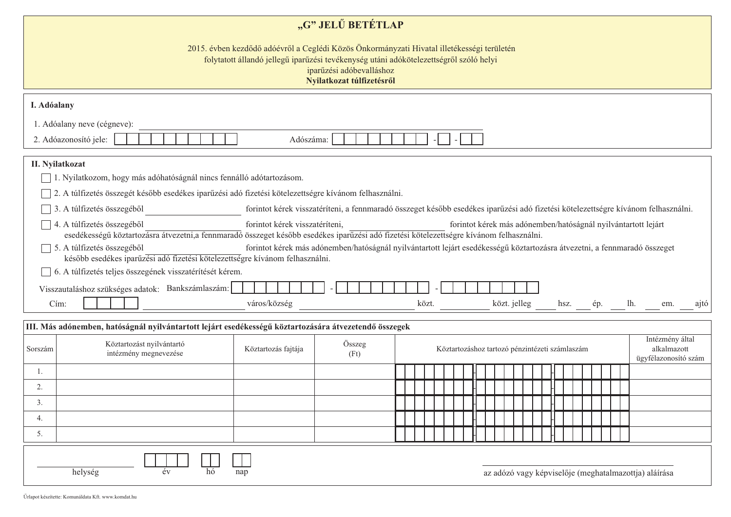# „G" JELŰ BETÉTLAP

2015. évben kezdődő adóévről a Ceglédi Közös Önkormányzati Hivatal illetékességi területén folytatott állandó jellegű iparűzési tevékenység utáni adókötelezettségről szóló helyi iparűzési adóbevalláshoz

**Nyilatkozat túlfizetésről**

## I. Adóalany

1. Adóalany neve (cégneve): ____________________

2. Adóazonosító jele: ☐☐☐☐☐☐☐☐☐☐ Adószáma: ☐☐☐☐☐☐☐☐ - ☐ - ☐☐

## II. Nyilatkozat

☐ 1. Nyilatkozom, hogy más adóhatóságnál nincs fennálló adótartozásom.

☐ 2. A túlfizetés összegét később esedékes iparűzési adó fizetési kötelezettségre kívánom felhasználni.

☐ 3. A túlfizetés összegéből ____________ forintot kérek visszatéríteni, a fennmaradó összeget később esedékes iparűzési adó fizetési kötelezettségre kívánom felhasználni.

☐ 4. A túlfizetés összegéből ____________ forintot kérek visszatéríteni, ____________ forintot kérek más adónemben/hatóságnál nyilvántartott lejárt esedékességű köztartozásra átvezetni,a fennmaradó összeget később esedékes iparűzési adó fizetési kötelezettségre kívánom felhasználni.

☐ 5. A túlfizetés összegéből ____________ forintot kérek más adónemben/hatóságnál nyilvántartott lejárt esedékességű köztartozásra átvezetni, a fennmaradó összeget később esedékes iparűzési adó fizetési kötelezettségre kívánom felhasználni.

☐ 6. A túlfizetés teljes összegének visszatérítését kérem.

Visszautaláshoz szükséges adatok: Bankszámlaszám: ☐☐☐☐☐☐☐☐ - ☐☐☐☐☐☐☐☐ - ☐☐☐☐☐☐☐☐

Cím: ☐☐☐☐ ____________ város/község ____________ közt. ____________ közt. jelleg ____ hsz. ____ ép. ____ lh. ____ em. ____ ajtó

## III. Más adónemben, hatóságnál nyilvántartott lejárt esedékességű köztartozására átvezetendő összegek

| Sorszám | Köztartozást nyilvántartó intézmény megnevezése | Köztartozás fajtája | Összeg (Ft) | Köztartozáshoz tartozó pénzintézeti számlaszám | Intézmény által alkalmazott ügyfélazonosító szám |
|---|---|---|---|---|---|
| 1. | | | | ☐☐☐☐☐☐☐☐ - ☐☐☐☐☐☐☐☐ - ☐☐☐☐☐☐☐☐ | |
| 2. | | | | ☐☐☐☐☐☐☐☐ - ☐☐☐☐☐☐☐☐ - ☐☐☐☐☐☐☐☐ | |
| 3. | | | | ☐☐☐☐☐☐☐☐ - ☐☐☐☐☐☐☐☐ - ☐☐☐☐☐☐☐☐ | |
| 4. | | | | ☐☐☐☐☐☐☐☐ - ☐☐☐☐☐☐☐☐ - ☐☐☐☐☐☐☐☐ | |
| 5. | | | | ☐☐☐☐☐☐☐☐ - ☐☐☐☐☐☐☐☐ - ☐☐☐☐☐☐☐☐ | |

____________ ☐☐☐☐ ☐☐ ☐☐ ____________________

helység év hó nap az adózó vagy képviselője (meghatalmazottja) aláírása

Űrlapot készítette: Kommunáldata Kft. www.komdat.hu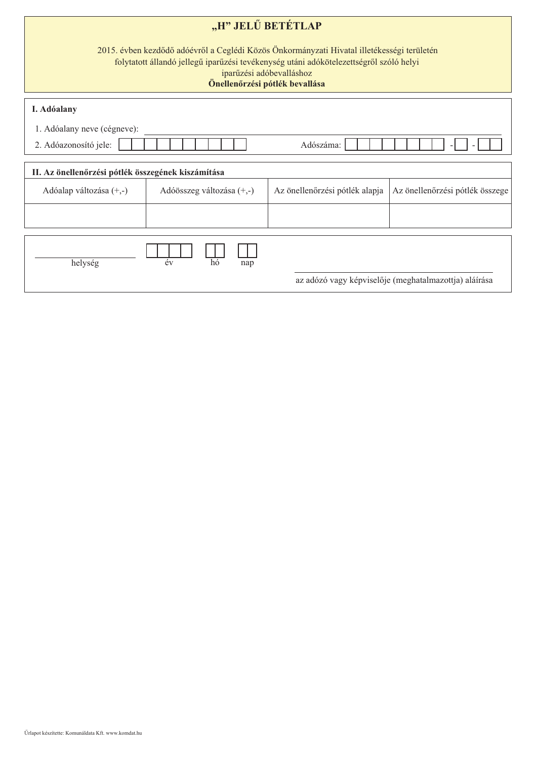# „H” JELŰ BETÉTLAP

2015. évben kezdődő adóévről a Ceglédi Közös Önkormányzati Hivatal illetékességi területén folytatott állandó jellegű iparűzési tevékenység utáni adókötelezettségről szóló helyi iparűzési adóbevalláshoz

**Önellenőrzési pótlék bevallása**

## I. Adóalany

1. Adóalany neve (cégneve): \_\_\_\_\_\_\_\_\_\_\_\_\_\_\_\_\_\_\_\_\_\_\_\_\_\_\_\_\_\_

2. Adóazonosító jele: ☐☐☐☐☐☐☐☐☐☐ Adószáma: ☐☐☐☐☐☐☐☐ - ☐ - ☐☐

## II. Az önellenőrzési pótlék összegének kiszámítása

| Adóalap változása (+,-) | Adóösszeg változása (+,-) | Az önellenőrzési pótlék alapja | Az önellenőrzési pótlék összege |
|---|---|---|---|
| | | | |

\_\_\_\_\_\_\_\_\_\_\_\_\_\_\_\_ ☐☐☐☐ ☐☐ ☐☐
helység év hó nap

\_\_\_\_\_\_\_\_\_\_\_\_\_\_\_\_\_\_\_\_\_\_\_\_\_\_\_\_\_\_
az adózó vagy képviselője (meghatalmazottja) aláírása

Űrlapot készítette: Komunáldata Kft. www.komdat.hu